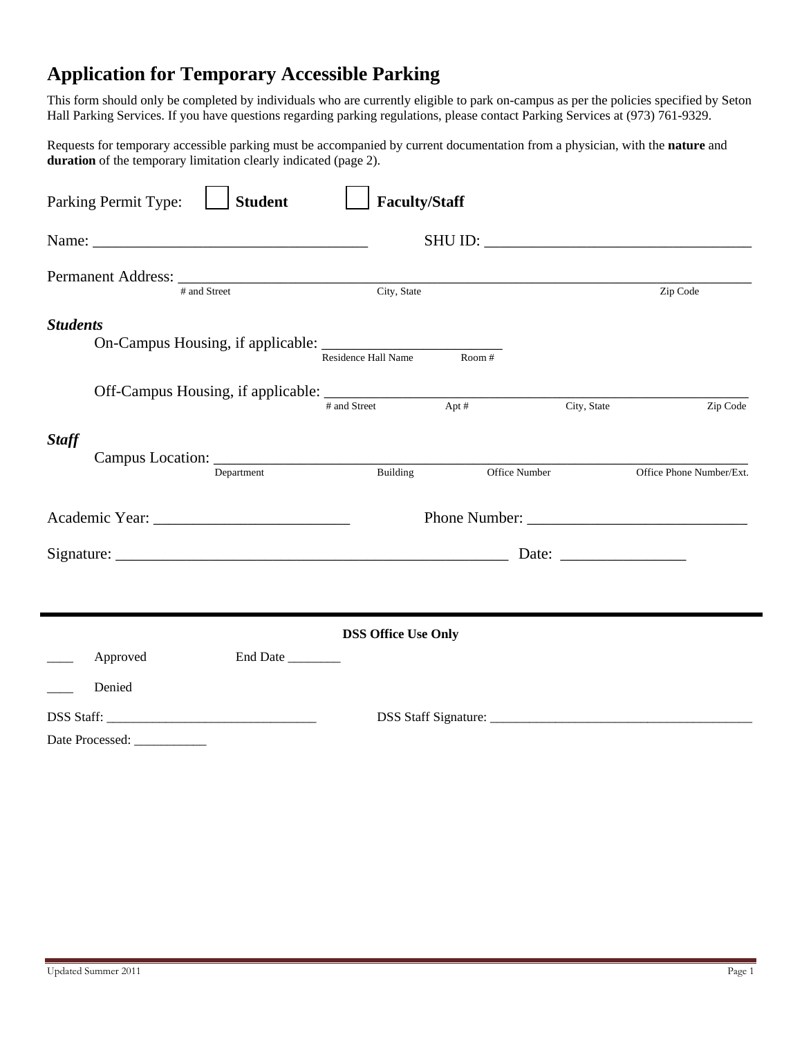# Application for Temporary Accessible Parking

This form should only be completed by individuals who are currently eligible to park on-campus as per the policies specified by Seton Hall Parking Services. If you have questions regarding parking regulations, please contact Parking Services at (973) 761-9329.

Requests for temporary accessible parking must be accompanied by current documentation from a physician, with the **nature** and **duration** of the temporary limitation clearly indicated (page 2).

Parking Permit Type: ☐ **Student** ☐ **Faculty/Staff**

Name: ___________________________________ SHU ID: ___________________________________

Permanent Address: ___________________________________________________________________________
# and Street City, State Zip Code

***Students***

On-Campus Housing, if applicable: _______________________
Residence Hall Name Room #

Off-Campus Housing, if applicable: ________________________________________________________
# and Street Apt # City, State Zip Code

***Staff***

Campus Location: ________________________________________________________________________
Department Building Office Number Office Phone Number/Ext.

Academic Year: _________________________ Phone Number: ____________________________

Signature: ___________________________________________________ Date: ________________

---

**DSS Office Use Only**

____ Approved End Date ________

____ Denied

DSS Staff: ________________________________ DSS Staff Signature: ________________________________________

Date Processed: ___________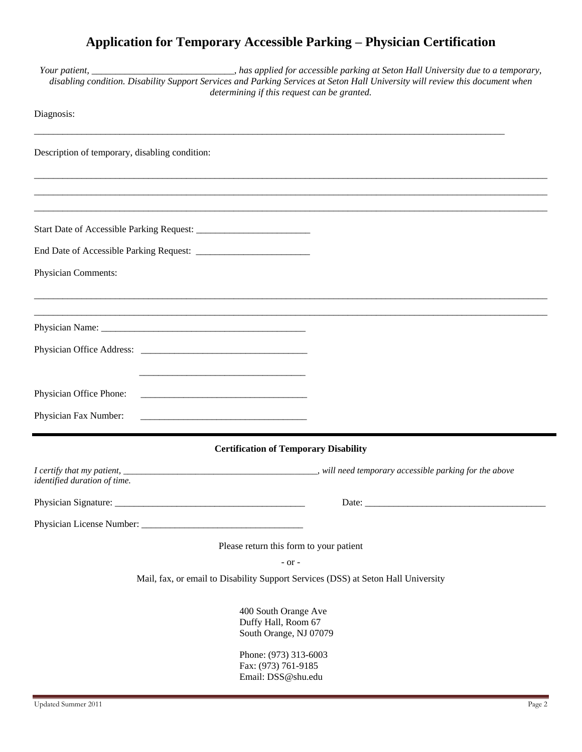# Application for Temporary Accessible Parking – Physician Certification

*Your patient, ______________________________, has applied for accessible parking at Seton Hall University due to a temporary, disabling condition. Disability Support Services and Parking Services at Seton Hall University will review this document when determining if this request can be granted.*

Diagnosis:

___________________________________________________________________________________________________

Description of temporary, disabling condition:

___________________________________________________________________________________________________

___________________________________________________________________________________________________

___________________________________________________________________________________________________

Start Date of Accessible Parking Request: ________________________

End Date of Accessible Parking Request: ________________________

Physician Comments:

___________________________________________________________________________________________________

___________________________________________________________________________________________________

Physician Name: ____________________________________________

Physician Office Address: ___________________________________

___________________________________

Physician Office Phone: ___________________________________

Physician Fax Number: ___________________________________

---

**Certification of Temporary Disability**

*I certify that my patient, __________________________________________, will need temporary accessible parking for the above identified duration of time.*

Physician Signature: _________________________________________ Date: _______________________________________

Physician License Number: __________________________________

Please return this form to your patient

\- or -

Mail, fax, or email to Disability Support Services (DSS) at Seton Hall University

400 South Orange Ave
Duffy Hall, Room 67
South Orange, NJ 07079

Phone: (973) 313-6003
Fax: (973) 761-9185
Email: DSS@shu.edu

Updated Summer 2011